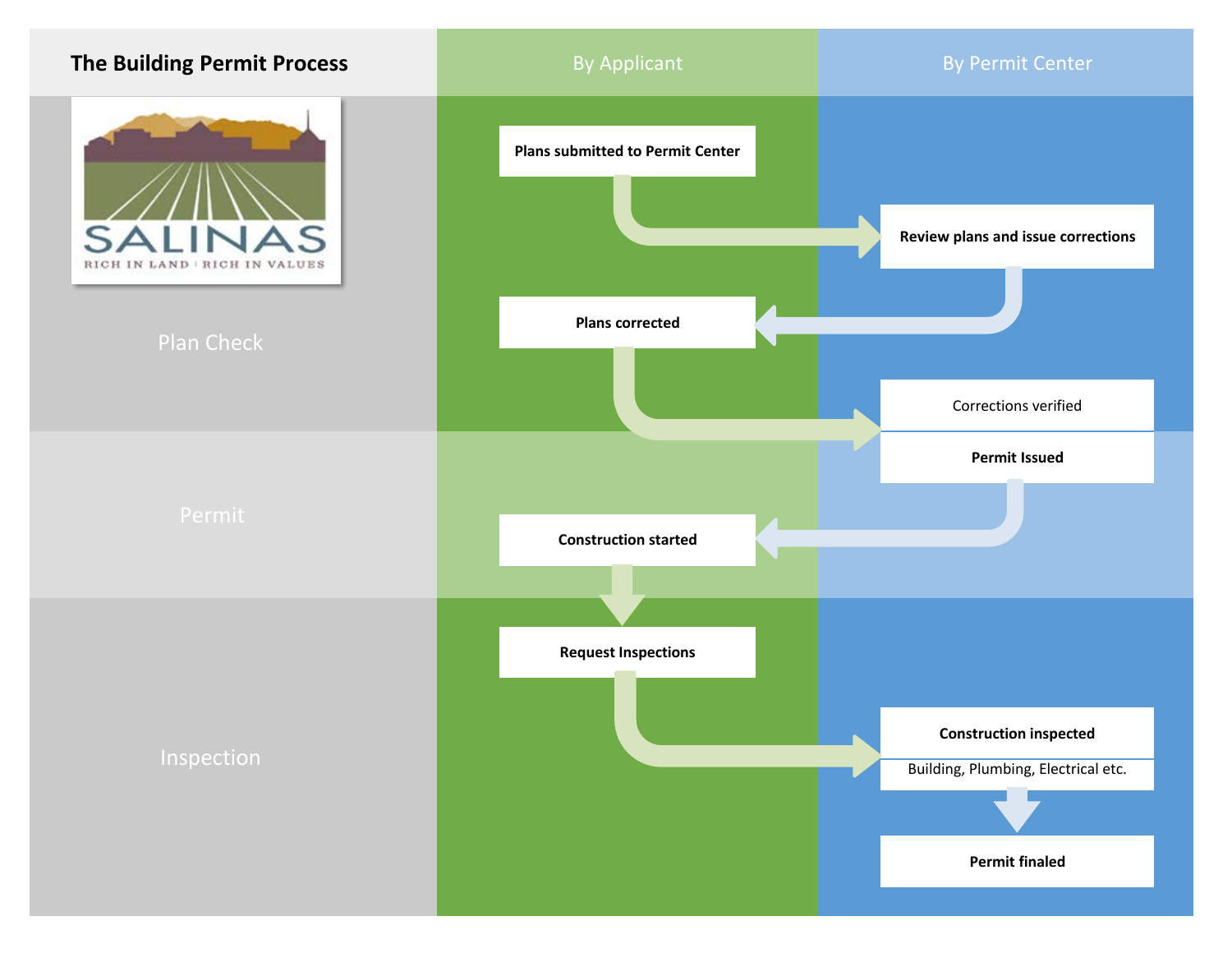# The Building Permit Process

| | By Applicant | By Permit Center |
|---|---|---|
| Plan Check | Plans submitted to Permit Center | |
| | | Review plans and issue corrections |
| | Plans corrected | |
| | | Corrections verified |
| Permit | | Permit Issued |
| | Construction started | |
| Inspection | Request Inspections | |
| | | Construction inspected<br>Building, Plumbing, Electrical etc. |
| | | Permit finaled |

SALINAS

RICH IN LAND | RICH IN VALUES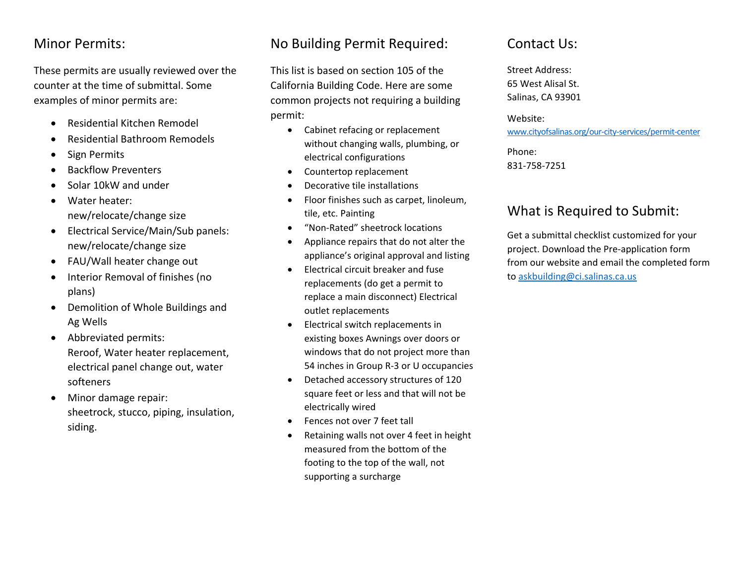## Minor Permits:

These permits are usually reviewed over the counter at the time of submittal. Some examples of minor permits are:

- Residential Kitchen Remodel
- Residential Bathroom Remodels
- Sign Permits
- Backflow Preventers
- Solar 10kW and under
- Water heater: new/relocate/change size
- Electrical Service/Main/Sub panels: new/relocate/change size
- FAU/Wall heater change out
- Interior Removal of finishes (no plans)
- Demolition of Whole Buildings and Ag Wells
- Abbreviated permits: Reroof, Water heater replacement, electrical panel change out, water softeners
- Minor damage repair: sheetrock, stucco, piping, insulation, siding.

## No Building Permit Required:

This list is based on section 105 of the California Building Code. Here are some common projects not requiring a building permit:

- Cabinet refacing or replacement without changing walls, plumbing, or electrical configurations
- Countertop replacement
- Decorative tile installations
- Floor finishes such as carpet, linoleum, tile, etc. Painting
- "Non-Rated" sheetrock locations
- Appliance repairs that do not alter the appliance's original approval and listing
- Electrical circuit breaker and fuse replacements (do get a permit to replace a main disconnect) Electrical outlet replacements
- Electrical switch replacements in existing boxes Awnings over doors or windows that do not project more than 54 inches in Group R-3 or U occupancies
- Detached accessory structures of 120 square feet or less and that will not be electrically wired
- Fences not over 7 feet tall
- Retaining walls not over 4 feet in height measured from the bottom of the footing to the top of the wall, not supporting a surcharge

## Contact Us:

Street Address:
65 West Alisal St.
Salinas, CA 93901

Website:
www.cityofsalinas.org/our-city-services/permit-center

Phone:
831-758-7251

## What is Required to Submit:

Get a submittal checklist customized for your project. Download the Pre-application form from our website and email the completed form to askbuilding@ci.salinas.ca.us